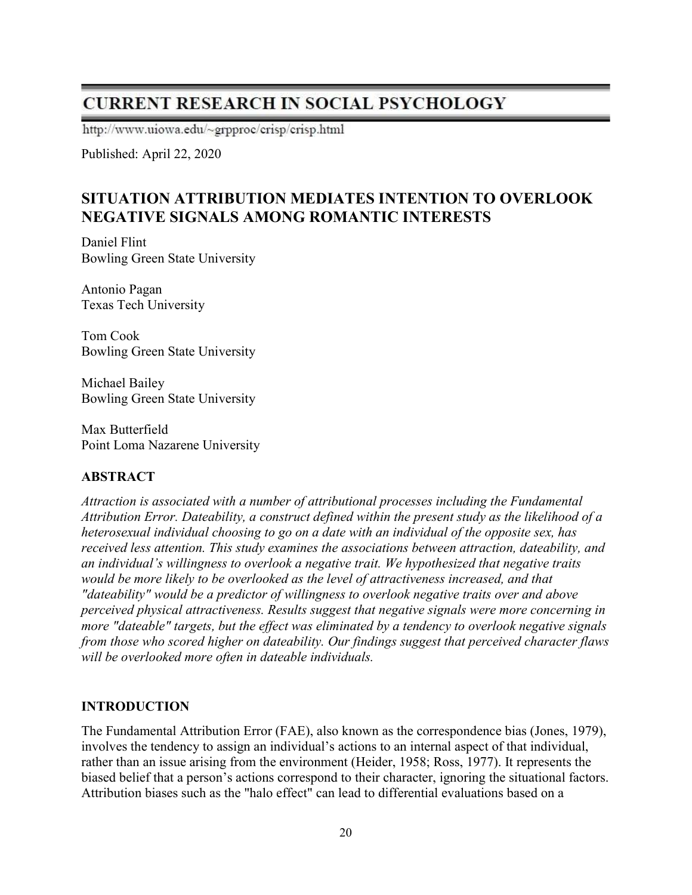# CURRENT RESEARCH IN SOCIAL PSYCHOLOGY

http://www.uiowa.edu/~grpproc/crisp/crisp.html

Published: April 22, 2020

## SITUATION ATTRIBUTION MEDIATES INTENTION TO OVERLOOK NEGATIVE SIGNALS AMONG ROMANTIC INTERESTS

Daniel Flint
Bowling Green State University

Antonio Pagan
Texas Tech University

Tom Cook
Bowling Green State University

Michael Bailey
Bowling Green State University

Max Butterfield
Point Loma Nazarene University

### ABSTRACT

*Attraction is associated with a number of attributional processes including the Fundamental Attribution Error. Dateability, a construct defined within the present study as the likelihood of a heterosexual individual choosing to go on a date with an individual of the opposite sex, has received less attention. This study examines the associations between attraction, dateability, and an individual's willingness to overlook a negative trait. We hypothesized that negative traits would be more likely to be overlooked as the level of attractiveness increased, and that "dateability" would be a predictor of willingness to overlook negative traits over and above perceived physical attractiveness. Results suggest that negative signals were more concerning in more "dateable" targets, but the effect was eliminated by a tendency to overlook negative signals from those who scored higher on dateability. Our findings suggest that perceived character flaws will be overlooked more often in dateable individuals.*

### INTRODUCTION

The Fundamental Attribution Error (FAE), also known as the correspondence bias (Jones, 1979), involves the tendency to assign an individual's actions to an internal aspect of that individual, rather than an issue arising from the environment (Heider, 1958; Ross, 1977). It represents the biased belief that a person's actions correspond to their character, ignoring the situational factors. Attribution biases such as the "halo effect" can lead to differential evaluations based on a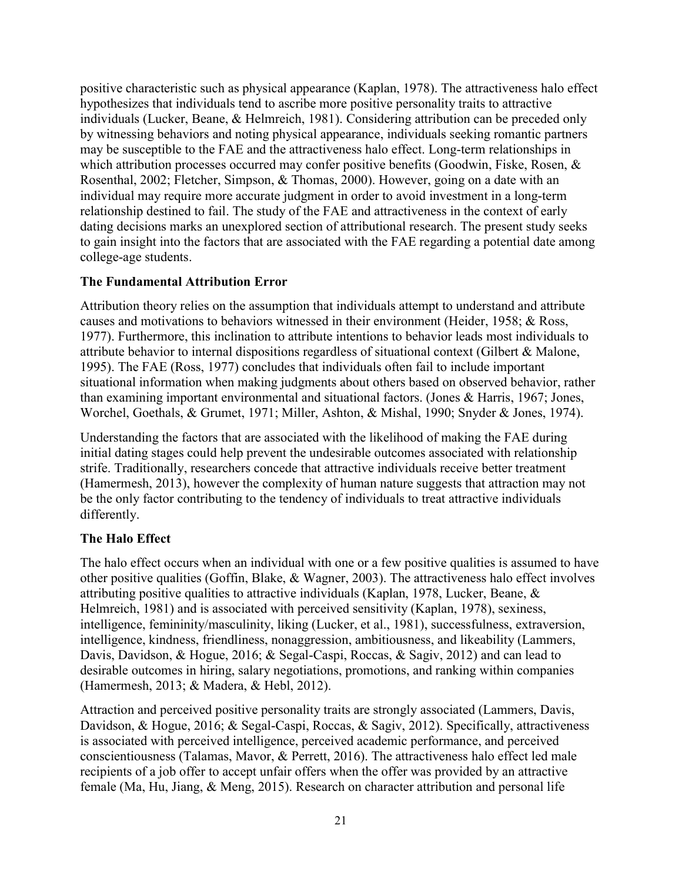positive characteristic such as physical appearance (Kaplan, 1978). The attractiveness halo effect hypothesizes that individuals tend to ascribe more positive personality traits to attractive individuals (Lucker, Beane, & Helmreich, 1981). Considering attribution can be preceded only by witnessing behaviors and noting physical appearance, individuals seeking romantic partners may be susceptible to the FAE and the attractiveness halo effect. Long-term relationships in which attribution processes occurred may confer positive benefits (Goodwin, Fiske, Rosen, & Rosenthal, 2002; Fletcher, Simpson, & Thomas, 2000). However, going on a date with an individual may require more accurate judgment in order to avoid investment in a long-term relationship destined to fail. The study of the FAE and attractiveness in the context of early dating decisions marks an unexplored section of attributional research. The present study seeks to gain insight into the factors that are associated with the FAE regarding a potential date among college-age students.

## The Fundamental Attribution Error

Attribution theory relies on the assumption that individuals attempt to understand and attribute causes and motivations to behaviors witnessed in their environment (Heider, 1958; & Ross, 1977). Furthermore, this inclination to attribute intentions to behavior leads most individuals to attribute behavior to internal dispositions regardless of situational context (Gilbert & Malone, 1995). The FAE (Ross, 1977) concludes that individuals often fail to include important situational information when making judgments about others based on observed behavior, rather than examining important environmental and situational factors. (Jones & Harris, 1967; Jones, Worchel, Goethals, & Grumet, 1971; Miller, Ashton, & Mishal, 1990; Snyder & Jones, 1974).

Understanding the factors that are associated with the likelihood of making the FAE during initial dating stages could help prevent the undesirable outcomes associated with relationship strife. Traditionally, researchers concede that attractive individuals receive better treatment (Hamermesh, 2013), however the complexity of human nature suggests that attraction may not be the only factor contributing to the tendency of individuals to treat attractive individuals differently.

## The Halo Effect

The halo effect occurs when an individual with one or a few positive qualities is assumed to have other positive qualities (Goffin, Blake, & Wagner, 2003). The attractiveness halo effect involves attributing positive qualities to attractive individuals (Kaplan, 1978, Lucker, Beane, & Helmreich, 1981) and is associated with perceived sensitivity (Kaplan, 1978), sexiness, intelligence, femininity/masculinity, liking (Lucker, et al., 1981), successfulness, extraversion, intelligence, kindness, friendliness, nonaggression, ambitiousness, and likeability (Lammers, Davis, Davidson, & Hogue, 2016; & Segal-Caspi, Roccas, & Sagiv, 2012) and can lead to desirable outcomes in hiring, salary negotiations, promotions, and ranking within companies (Hamermesh, 2013; & Madera, & Hebl, 2012).

Attraction and perceived positive personality traits are strongly associated (Lammers, Davis, Davidson, & Hogue, 2016; & Segal-Caspi, Roccas, & Sagiv, 2012). Specifically, attractiveness is associated with perceived intelligence, perceived academic performance, and perceived conscientiousness (Talamas, Mavor, & Perrett, 2016). The attractiveness halo effect led male recipients of a job offer to accept unfair offers when the offer was provided by an attractive female (Ma, Hu, Jiang, & Meng, 2015). Research on character attribution and personal life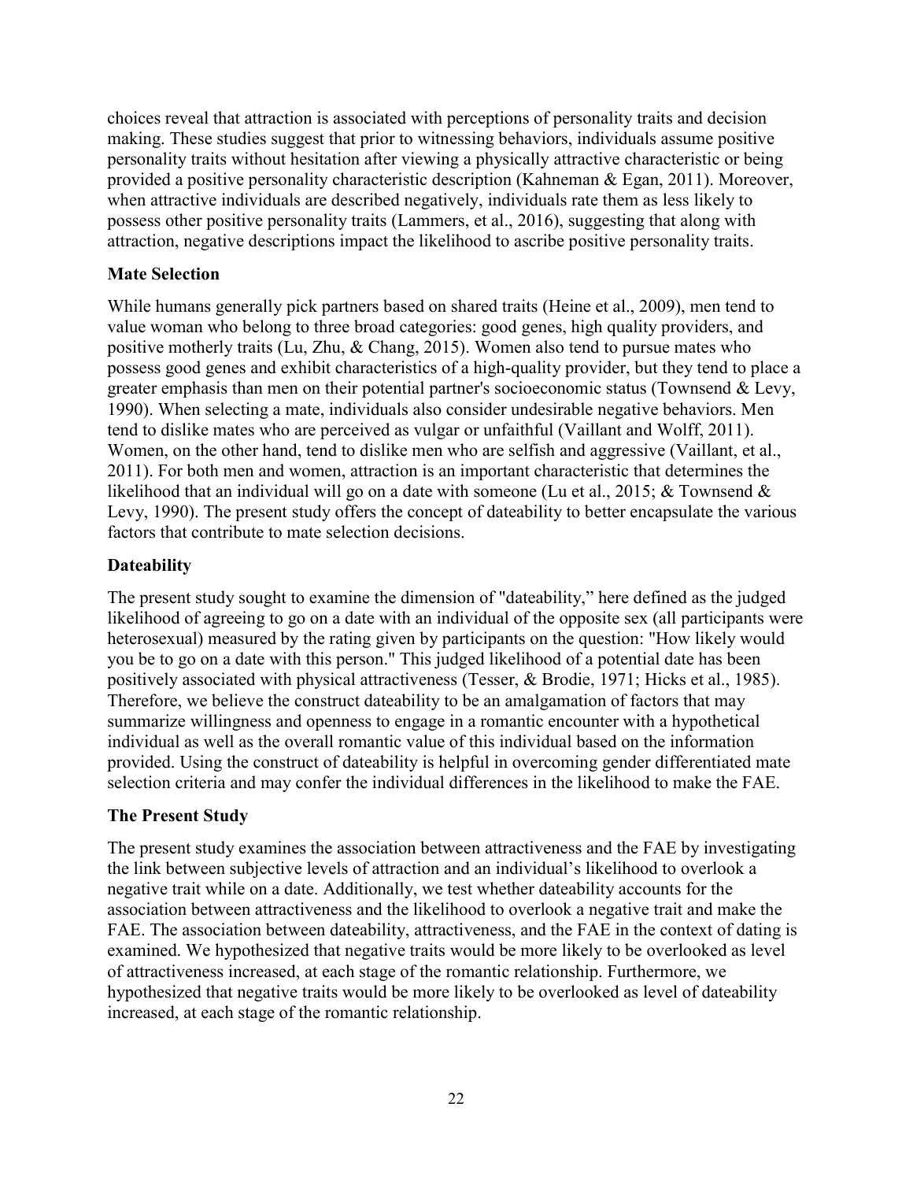choices reveal that attraction is associated with perceptions of personality traits and decision making. These studies suggest that prior to witnessing behaviors, individuals assume positive personality traits without hesitation after viewing a physically attractive characteristic or being provided a positive personality characteristic description (Kahneman & Egan, 2011). Moreover, when attractive individuals are described negatively, individuals rate them as less likely to possess other positive personality traits (Lammers, et al., 2016), suggesting that along with attraction, negative descriptions impact the likelihood to ascribe positive personality traits.

## Mate Selection

While humans generally pick partners based on shared traits (Heine et al., 2009), men tend to value woman who belong to three broad categories: good genes, high quality providers, and positive motherly traits (Lu, Zhu, & Chang, 2015). Women also tend to pursue mates who possess good genes and exhibit characteristics of a high-quality provider, but they tend to place a greater emphasis than men on their potential partner's socioeconomic status (Townsend & Levy, 1990). When selecting a mate, individuals also consider undesirable negative behaviors. Men tend to dislike mates who are perceived as vulgar or unfaithful (Vaillant and Wolff, 2011). Women, on the other hand, tend to dislike men who are selfish and aggressive (Vaillant, et al., 2011). For both men and women, attraction is an important characteristic that determines the likelihood that an individual will go on a date with someone (Lu et al., 2015; & Townsend & Levy, 1990). The present study offers the concept of dateability to better encapsulate the various factors that contribute to mate selection decisions.

## Dateability

The present study sought to examine the dimension of "dateability," here defined as the judged likelihood of agreeing to go on a date with an individual of the opposite sex (all participants were heterosexual) measured by the rating given by participants on the question: "How likely would you be to go on a date with this person." This judged likelihood of a potential date has been positively associated with physical attractiveness (Tesser, & Brodie, 1971; Hicks et al., 1985). Therefore, we believe the construct dateability to be an amalgamation of factors that may summarize willingness and openness to engage in a romantic encounter with a hypothetical individual as well as the overall romantic value of this individual based on the information provided. Using the construct of dateability is helpful in overcoming gender differentiated mate selection criteria and may confer the individual differences in the likelihood to make the FAE.

## The Present Study

The present study examines the association between attractiveness and the FAE by investigating the link between subjective levels of attraction and an individual's likelihood to overlook a negative trait while on a date. Additionally, we test whether dateability accounts for the association between attractiveness and the likelihood to overlook a negative trait and make the FAE. The association between dateability, attractiveness, and the FAE in the context of dating is examined. We hypothesized that negative traits would be more likely to be overlooked as level of attractiveness increased, at each stage of the romantic relationship. Furthermore, we hypothesized that negative traits would be more likely to be overlooked as level of dateability increased, at each stage of the romantic relationship.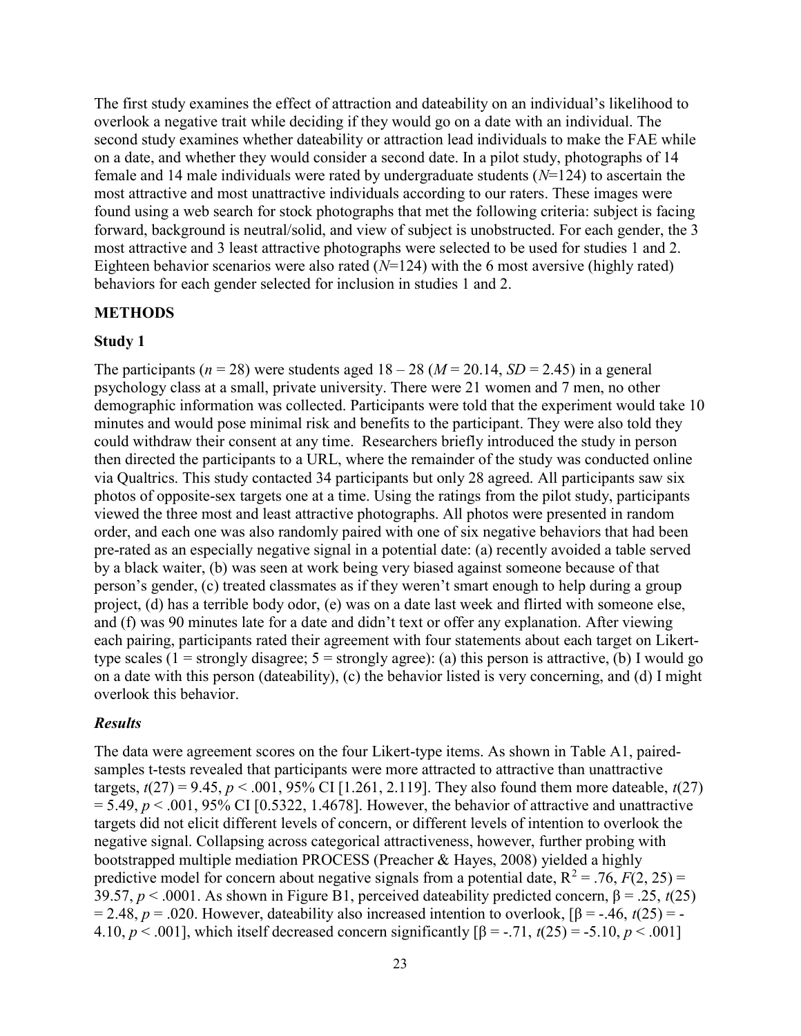The first study examines the effect of attraction and dateability on an individual's likelihood to overlook a negative trait while deciding if they would go on a date with an individual. The second study examines whether dateability or attraction lead individuals to make the FAE while on a date, and whether they would consider a second date. In a pilot study, photographs of 14 female and 14 male individuals were rated by undergraduate students ($N$=124) to ascertain the most attractive and most unattractive individuals according to our raters. These images were found using a web search for stock photographs that met the following criteria: subject is facing forward, background is neutral/solid, and view of subject is unobstructed. For each gender, the 3 most attractive and 3 least attractive photographs were selected to be used for studies 1 and 2. Eighteen behavior scenarios were also rated ($N$=124) with the 6 most aversive (highly rated) behaviors for each gender selected for inclusion in studies 1 and 2.

## METHODS

### Study 1

The participants ($n$ = 28) were students aged 18 – 28 ($M$ = 20.14, $SD$ = 2.45) in a general psychology class at a small, private university. There were 21 women and 7 men, no other demographic information was collected. Participants were told that the experiment would take 10 minutes and would pose minimal risk and benefits to the participant. They were also told they could withdraw their consent at any time. Researchers briefly introduced the study in person then directed the participants to a URL, where the remainder of the study was conducted online via Qualtrics. This study contacted 34 participants but only 28 agreed. All participants saw six photos of opposite-sex targets one at a time. Using the ratings from the pilot study, participants viewed the three most and least attractive photographs. All photos were presented in random order, and each one was also randomly paired with one of six negative behaviors that had been pre-rated as an especially negative signal in a potential date: (a) recently avoided a table served by a black waiter, (b) was seen at work being very biased against someone because of that person's gender, (c) treated classmates as if they weren't smart enough to help during a group project, (d) has a terrible body odor, (e) was on a date last week and flirted with someone else, and (f) was 90 minutes late for a date and didn't text or offer any explanation. After viewing each pairing, participants rated their agreement with four statements about each target on Likert-type scales (1 = strongly disagree; 5 = strongly agree): (a) this person is attractive, (b) I would go on a date with this person (dateability), (c) the behavior listed is very concerning, and (d) I might overlook this behavior.

#### *Results*

The data were agreement scores on the four Likert-type items. As shown in Table A1, paired-samples t-tests revealed that participants were more attracted to attractive than unattractive targets, $t(27) = 9.45$, $p < .001$, 95% CI [1.261, 2.119]. They also found them more dateable, $t(27) = 5.49$, $p < .001$, 95% CI [0.5322, 1.4678]. However, the behavior of attractive and unattractive targets did not elicit different levels of concern, or different levels of intention to overlook the negative signal. Collapsing across categorical attractiveness, however, further probing with bootstrapped multiple mediation PROCESS (Preacher & Hayes, 2008) yielded a highly predictive model for concern about negative signals from a potential date, $R^2 = .76$, $F(2, 25) = 39.57$, $p < .0001$. As shown in Figure B1, perceived dateability predicted concern, $\beta = .25$, $t(25) = 2.48$, $p = .020$. However, dateability also increased intention to overlook, [$\beta = -.46$, $t(25) = -4.10$, $p < .001$], which itself decreased concern significantly [$\beta = -.71$, $t(25) = -5.10$, $p < .001$]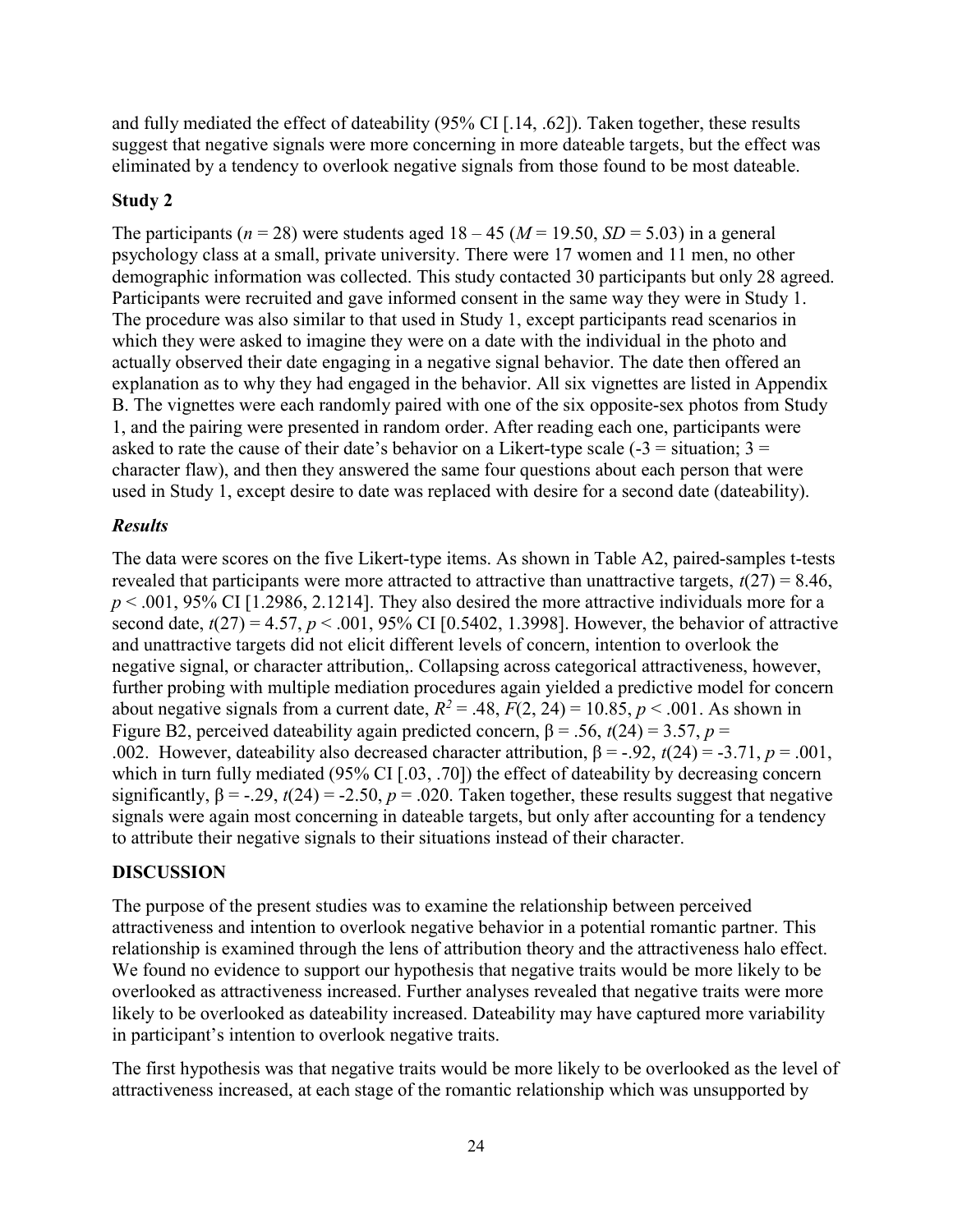and fully mediated the effect of dateability (95% CI [.14, .62]). Taken together, these results suggest that negative signals were more concerning in more dateable targets, but the effect was eliminated by a tendency to overlook negative signals from those found to be most dateable.

## Study 2

The participants ($n$ = 28) were students aged 18 – 45 ($M$ = 19.50, $SD$ = 5.03) in a general psychology class at a small, private university. There were 17 women and 11 men, no other demographic information was collected. This study contacted 30 participants but only 28 agreed. Participants were recruited and gave informed consent in the same way they were in Study 1. The procedure was also similar to that used in Study 1, except participants read scenarios in which they were asked to imagine they were on a date with the individual in the photo and actually observed their date engaging in a negative signal behavior. The date then offered an explanation as to why they had engaged in the behavior. All six vignettes are listed in Appendix B. The vignettes were each randomly paired with one of the six opposite-sex photos from Study 1, and the pairing were presented in random order. After reading each one, participants were asked to rate the cause of their date's behavior on a Likert-type scale (-3 = situation; 3 = character flaw), and then they answered the same four questions about each person that were used in Study 1, except desire to date was replaced with desire for a second date (dateability).

### *Results*

The data were scores on the five Likert-type items. As shown in Table A2, paired-samples t-tests revealed that participants were more attracted to attractive than unattractive targets, $t(27) = 8.46$, $p < .001$, 95% CI [1.2986, 2.1214]. They also desired the more attractive individuals more for a second date, $t(27) = 4.57$, $p < .001$, 95% CI [0.5402, 1.3998]. However, the behavior of attractive and unattractive targets did not elicit different levels of concern, intention to overlook the negative signal, or character attribution,. Collapsing across categorical attractiveness, however, further probing with multiple mediation procedures again yielded a predictive model for concern about negative signals from a current date, $R^2 = .48$, $F(2, 24) = 10.85$, $p < .001$. As shown in Figure B2, perceived dateability again predicted concern, $\beta = .56$, $t(24) = 3.57$, $p = .002$. However, dateability also decreased character attribution, $\beta = -.92$, $t(24) = -3.71$, $p = .001$, which in turn fully mediated (95% CI [.03, .70]) the effect of dateability by decreasing concern significantly, $\beta = -.29$, $t(24) = -2.50$, $p = .020$. Taken together, these results suggest that negative signals were again most concerning in dateable targets, but only after accounting for a tendency to attribute their negative signals to their situations instead of their character.

## DISCUSSION

The purpose of the present studies was to examine the relationship between perceived attractiveness and intention to overlook negative behavior in a potential romantic partner. This relationship is examined through the lens of attribution theory and the attractiveness halo effect. We found no evidence to support our hypothesis that negative traits would be more likely to be overlooked as attractiveness increased. Further analyses revealed that negative traits were more likely to be overlooked as dateability increased. Dateability may have captured more variability in participant's intention to overlook negative traits.

The first hypothesis was that negative traits would be more likely to be overlooked as the level of attractiveness increased, at each stage of the romantic relationship which was unsupported by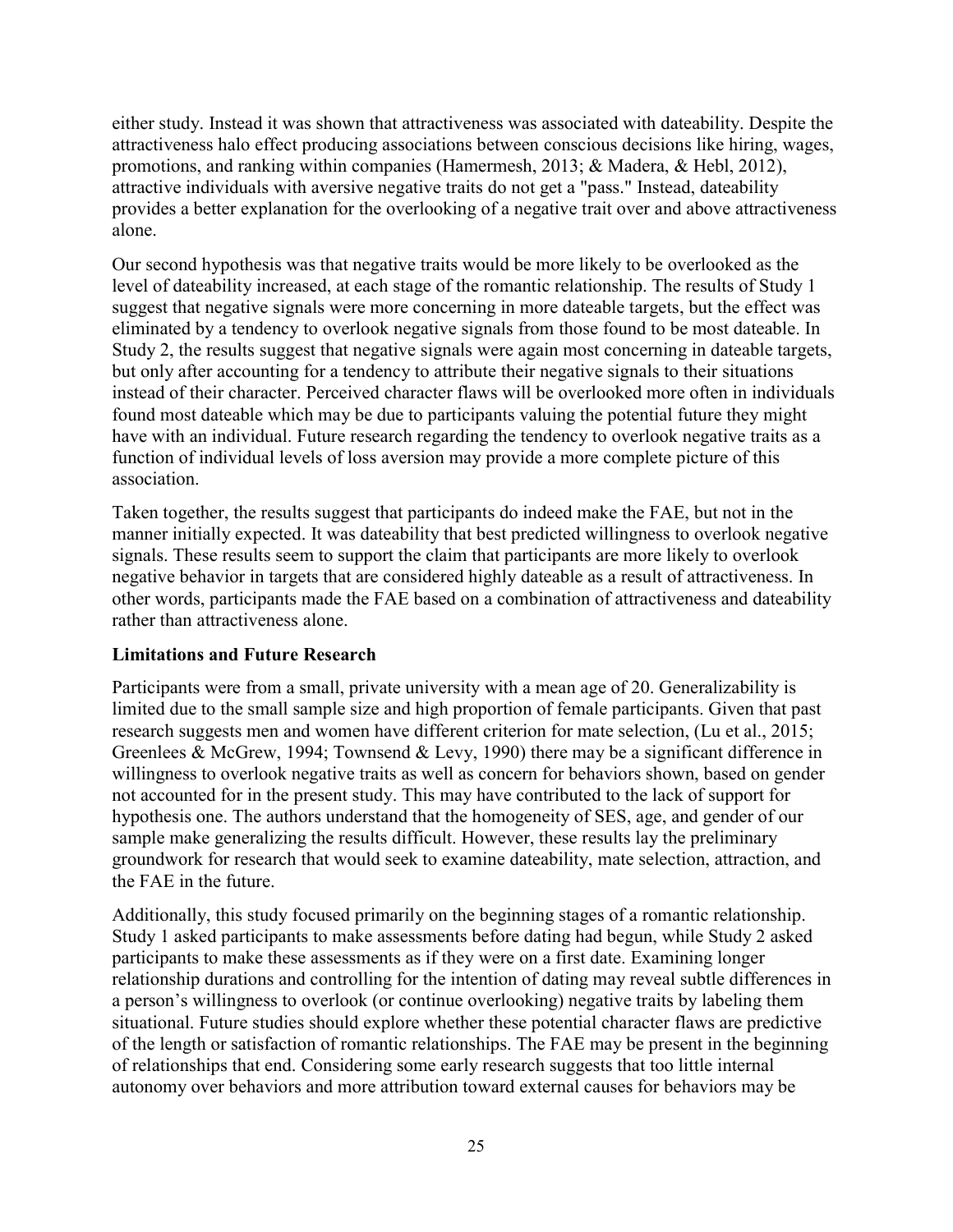either study. Instead it was shown that attractiveness was associated with dateability. Despite the attractiveness halo effect producing associations between conscious decisions like hiring, wages, promotions, and ranking within companies (Hamermesh, 2013; & Madera, & Hebl, 2012), attractive individuals with aversive negative traits do not get a "pass." Instead, dateability provides a better explanation for the overlooking of a negative trait over and above attractiveness alone.

Our second hypothesis was that negative traits would be more likely to be overlooked as the level of dateability increased, at each stage of the romantic relationship. The results of Study 1 suggest that negative signals were more concerning in more dateable targets, but the effect was eliminated by a tendency to overlook negative signals from those found to be most dateable. In Study 2, the results suggest that negative signals were again most concerning in dateable targets, but only after accounting for a tendency to attribute their negative signals to their situations instead of their character. Perceived character flaws will be overlooked more often in individuals found most dateable which may be due to participants valuing the potential future they might have with an individual. Future research regarding the tendency to overlook negative traits as a function of individual levels of loss aversion may provide a more complete picture of this association.

Taken together, the results suggest that participants do indeed make the FAE, but not in the manner initially expected. It was dateability that best predicted willingness to overlook negative signals. These results seem to support the claim that participants are more likely to overlook negative behavior in targets that are considered highly dateable as a result of attractiveness. In other words, participants made the FAE based on a combination of attractiveness and dateability rather than attractiveness alone.

### Limitations and Future Research

Participants were from a small, private university with a mean age of 20. Generalizability is limited due to the small sample size and high proportion of female participants. Given that past research suggests men and women have different criterion for mate selection, (Lu et al., 2015; Greenlees & McGrew, 1994; Townsend & Levy, 1990) there may be a significant difference in willingness to overlook negative traits as well as concern for behaviors shown, based on gender not accounted for in the present study. This may have contributed to the lack of support for hypothesis one. The authors understand that the homogeneity of SES, age, and gender of our sample make generalizing the results difficult. However, these results lay the preliminary groundwork for research that would seek to examine dateability, mate selection, attraction, and the FAE in the future.

Additionally, this study focused primarily on the beginning stages of a romantic relationship. Study 1 asked participants to make assessments before dating had begun, while Study 2 asked participants to make these assessments as if they were on a first date. Examining longer relationship durations and controlling for the intention of dating may reveal subtle differences in a person's willingness to overlook (or continue overlooking) negative traits by labeling them situational. Future studies should explore whether these potential character flaws are predictive of the length or satisfaction of romantic relationships. The FAE may be present in the beginning of relationships that end. Considering some early research suggests that too little internal autonomy over behaviors and more attribution toward external causes for behaviors may be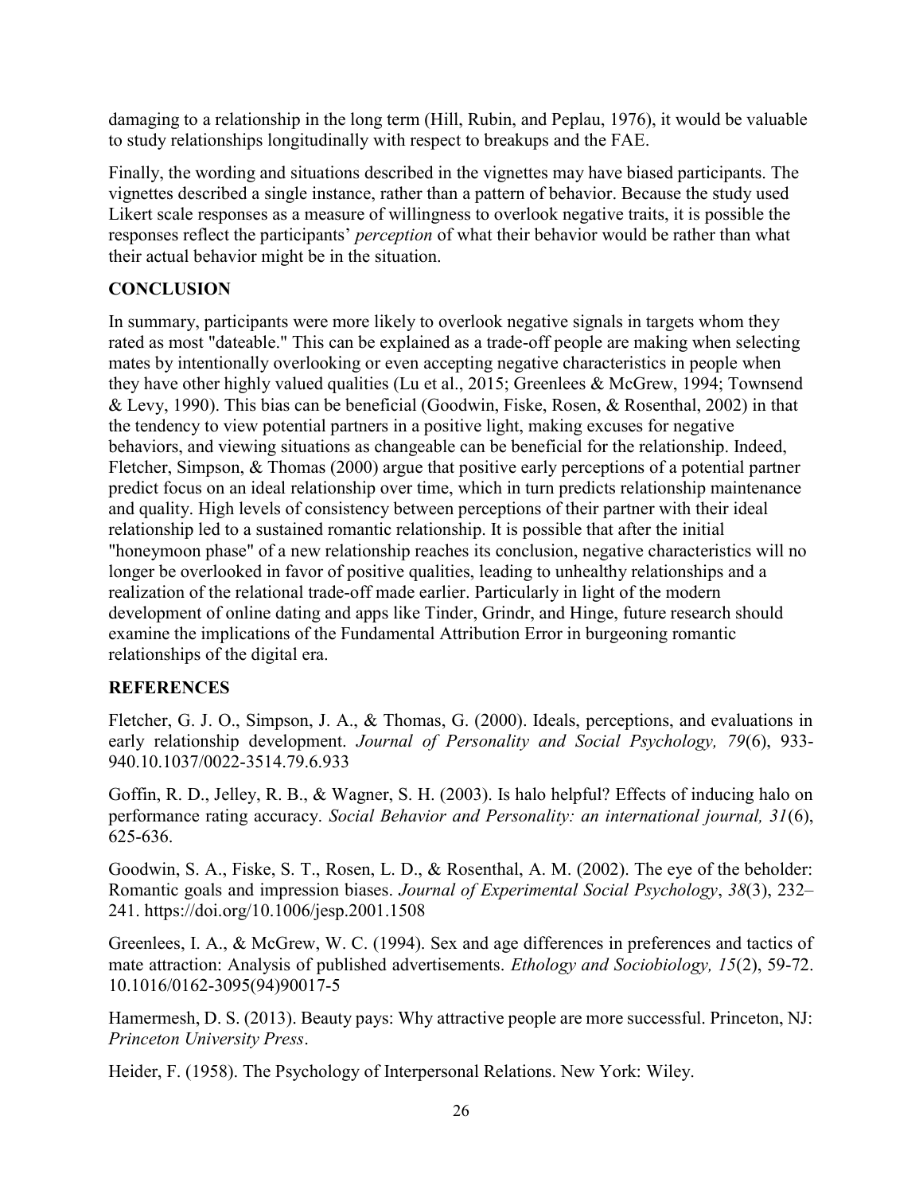damaging to a relationship in the long term (Hill, Rubin, and Peplau, 1976), it would be valuable to study relationships longitudinally with respect to breakups and the FAE.

Finally, the wording and situations described in the vignettes may have biased participants. The vignettes described a single instance, rather than a pattern of behavior. Because the study used Likert scale responses as a measure of willingness to overlook negative traits, it is possible the responses reflect the participants' *perception* of what their behavior would be rather than what their actual behavior might be in the situation.

## CONCLUSION

In summary, participants were more likely to overlook negative signals in targets whom they rated as most "dateable." This can be explained as a trade-off people are making when selecting mates by intentionally overlooking or even accepting negative characteristics in people when they have other highly valued qualities (Lu et al., 2015; Greenlees & McGrew, 1994; Townsend & Levy, 1990). This bias can be beneficial (Goodwin, Fiske, Rosen, & Rosenthal, 2002) in that the tendency to view potential partners in a positive light, making excuses for negative behaviors, and viewing situations as changeable can be beneficial for the relationship. Indeed, Fletcher, Simpson, & Thomas (2000) argue that positive early perceptions of a potential partner predict focus on an ideal relationship over time, which in turn predicts relationship maintenance and quality. High levels of consistency between perceptions of their partner with their ideal relationship led to a sustained romantic relationship. It is possible that after the initial "honeymoon phase" of a new relationship reaches its conclusion, negative characteristics will no longer be overlooked in favor of positive qualities, leading to unhealthy relationships and a realization of the relational trade-off made earlier. Particularly in light of the modern development of online dating and apps like Tinder, Grindr, and Hinge, future research should examine the implications of the Fundamental Attribution Error in burgeoning romantic relationships of the digital era.

## REFERENCES

Fletcher, G. J. O., Simpson, J. A., & Thomas, G. (2000). Ideals, perceptions, and evaluations in early relationship development. *Journal of Personality and Social Psychology, 79*(6), 933-940.10.1037/0022-3514.79.6.933

Goffin, R. D., Jelley, R. B., & Wagner, S. H. (2003). Is halo helpful? Effects of inducing halo on performance rating accuracy. *Social Behavior and Personality: an international journal, 31*(6), 625-636.

Goodwin, S. A., Fiske, S. T., Rosen, L. D., & Rosenthal, A. M. (2002). The eye of the beholder: Romantic goals and impression biases. *Journal of Experimental Social Psychology*, *38*(3), 232–241. https://doi.org/10.1006/jesp.2001.1508

Greenlees, I. A., & McGrew, W. C. (1994). Sex and age differences in preferences and tactics of mate attraction: Analysis of published advertisements. *Ethology and Sociobiology, 15*(2), 59-72. 10.1016/0162-3095(94)90017-5

Hamermesh, D. S. (2013). Beauty pays: Why attractive people are more successful. Princeton, NJ: *Princeton University Press*.

Heider, F. (1958). The Psychology of Interpersonal Relations. New York: Wiley.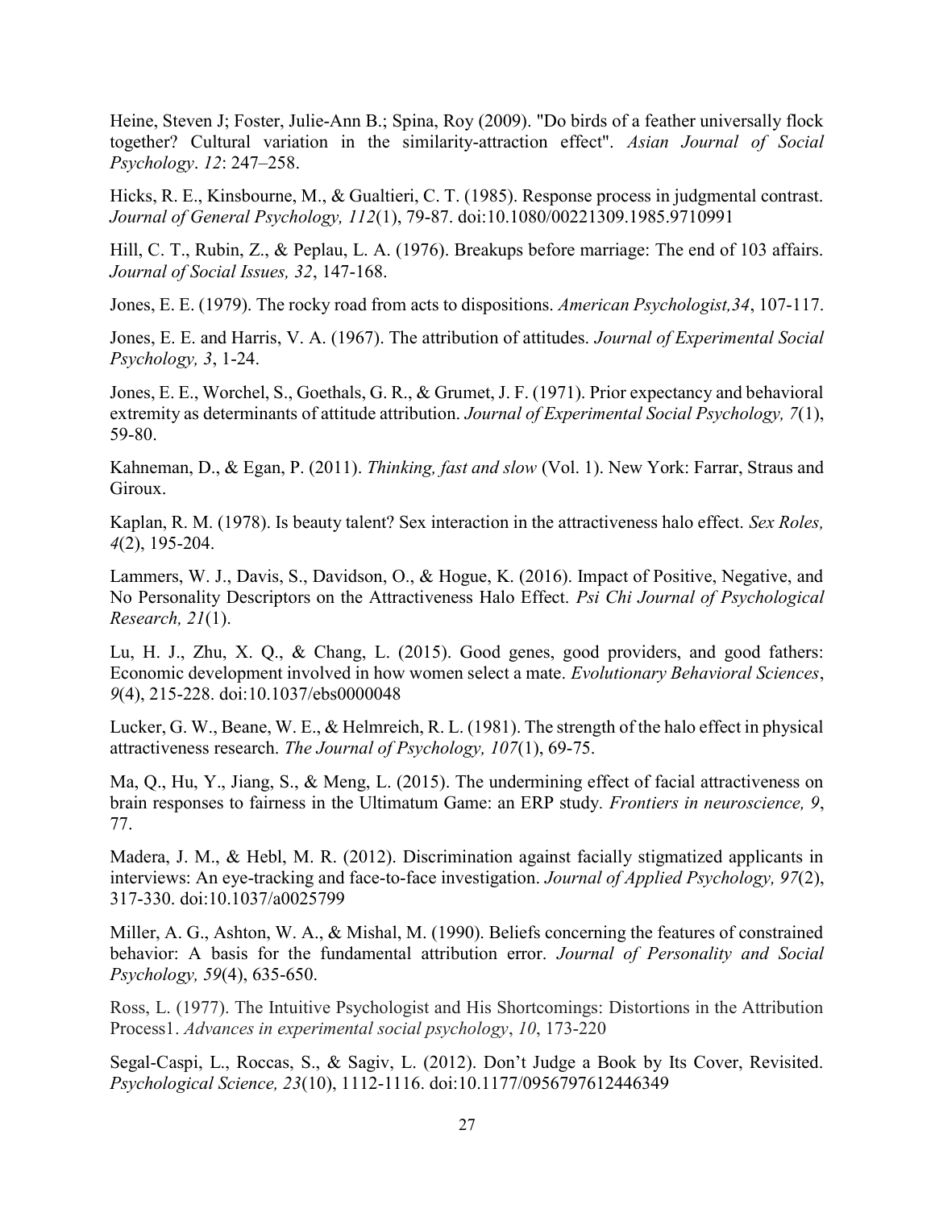Heine, Steven J; Foster, Julie-Ann B.; Spina, Roy (2009). "Do birds of a feather universally flock together? Cultural variation in the similarity-attraction effect". *Asian Journal of Social Psychology*. *12*: 247–258.

Hicks, R. E., Kinsbourne, M., & Gualtieri, C. T. (1985). Response process in judgmental contrast. *Journal of General Psychology, 112*(1), 79-87. doi:10.1080/00221309.1985.9710991

Hill, C. T., Rubin, Z., & Peplau, L. A. (1976). Breakups before marriage: The end of 103 affairs. *Journal of Social Issues, 32*, 147-168.

Jones, E. E. (1979). The rocky road from acts to dispositions. *American Psychologist,34*, 107-117.

Jones, E. E. and Harris, V. A. (1967). The attribution of attitudes. *Journal of Experimental Social Psychology, 3*, 1-24.

Jones, E. E., Worchel, S., Goethals, G. R., & Grumet, J. F. (1971). Prior expectancy and behavioral extremity as determinants of attitude attribution. *Journal of Experimental Social Psychology, 7*(1), 59-80.

Kahneman, D., & Egan, P. (2011). *Thinking, fast and slow* (Vol. 1). New York: Farrar, Straus and Giroux.

Kaplan, R. M. (1978). Is beauty talent? Sex interaction in the attractiveness halo effect. *Sex Roles, 4*(2), 195-204.

Lammers, W. J., Davis, S., Davidson, O., & Hogue, K. (2016). Impact of Positive, Negative, and No Personality Descriptors on the Attractiveness Halo Effect. *Psi Chi Journal of Psychological Research, 21*(1).

Lu, H. J., Zhu, X. Q., & Chang, L. (2015). Good genes, good providers, and good fathers: Economic development involved in how women select a mate. *Evolutionary Behavioral Sciences*, *9*(4), 215-228. doi:10.1037/ebs0000048

Lucker, G. W., Beane, W. E., & Helmreich, R. L. (1981). The strength of the halo effect in physical attractiveness research. *The Journal of Psychology, 107*(1), 69-75.

Ma, Q., Hu, Y., Jiang, S., & Meng, L. (2015). The undermining effect of facial attractiveness on brain responses to fairness in the Ultimatum Game: an ERP study. *Frontiers in neuroscience, 9*, 77.

Madera, J. M., & Hebl, M. R. (2012). Discrimination against facially stigmatized applicants in interviews: An eye-tracking and face-to-face investigation. *Journal of Applied Psychology, 97*(2), 317-330. doi:10.1037/a0025799

Miller, A. G., Ashton, W. A., & Mishal, M. (1990). Beliefs concerning the features of constrained behavior: A basis for the fundamental attribution error. *Journal of Personality and Social Psychology, 59*(4), 635-650.

Ross, L. (1977). The Intuitive Psychologist and His Shortcomings: Distortions in the Attribution Process1. *Advances in experimental social psychology*, *10*, 173-220

Segal-Caspi, L., Roccas, S., & Sagiv, L. (2012). Don't Judge a Book by Its Cover, Revisited. *Psychological Science, 23*(10), 1112-1116. doi:10.1177/0956797612446349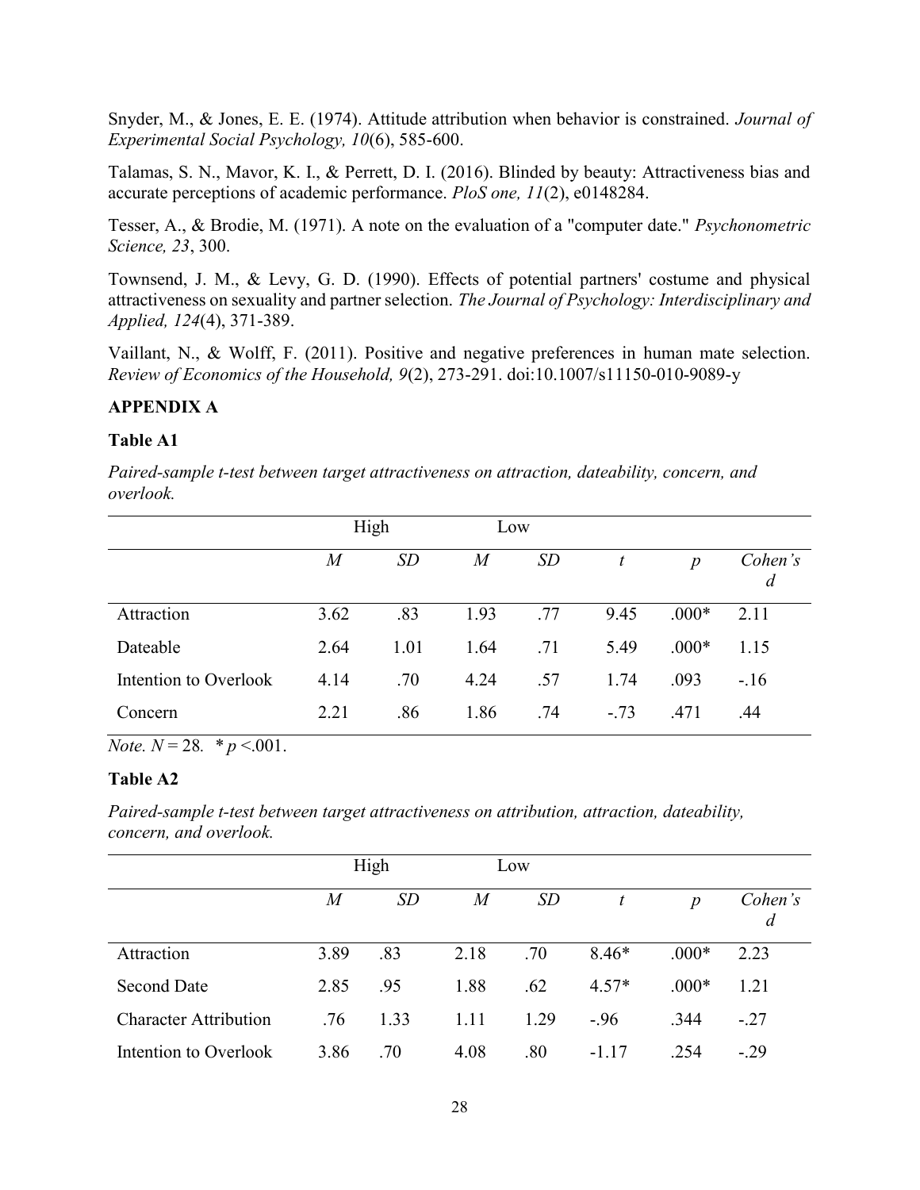Snyder, M., & Jones, E. E. (1974). Attitude attribution when behavior is constrained. *Journal of Experimental Social Psychology, 10*(6), 585-600.

Talamas, S. N., Mavor, K. I., & Perrett, D. I. (2016). Blinded by beauty: Attractiveness bias and accurate perceptions of academic performance. *PloS one, 11*(2), e0148284.

Tesser, A., & Brodie, M. (1971). A note on the evaluation of a "computer date." *Psychonometric Science, 23*, 300.

Townsend, J. M., & Levy, G. D. (1990). Effects of potential partners' costume and physical attractiveness on sexuality and partner selection. *The Journal of Psychology: Interdisciplinary and Applied, 124*(4), 371-389.

Vaillant, N., & Wolff, F. (2011). Positive and negative preferences in human mate selection. *Review of Economics of the Household, 9*(2), 273-291. doi:10.1007/s11150-010-9089-y

**APPENDIX A**

**Table A1**

*Paired-sample t-test between target attractiveness on attraction, dateability, concern, and overlook.*

| | High | | Low | | | | |
|---|---|---|---|---|---|---|---|
| | *M* | *SD* | *M* | *SD* | *t* | *p* | *Cohen's d* |
| Attraction | 3.62 | .83 | 1.93 | .77 | 9.45 | .000* | 2.11 |
| Dateable | 2.64 | 1.01 | 1.64 | .71 | 5.49 | .000* | 1.15 |
| Intention to Overlook | 4.14 | .70 | 4.24 | .57 | 1.74 | .093 | -.16 |
| Concern | 2.21 | .86 | 1.86 | .74 | -.73 | .471 | .44 |

*Note. N* = 28. * $p < .001$.

**Table A2**

*Paired-sample t-test between target attractiveness on attribution, attraction, dateability, concern, and overlook.*

| | High | | Low | | | | |
|---|---|---|---|---|---|---|---|
| | *M* | *SD* | *M* | *SD* | *t* | *p* | *Cohen's d* |
| Attraction | 3.89 | .83 | 2.18 | .70 | 8.46* | .000* | 2.23 |
| Second Date | 2.85 | .95 | 1.88 | .62 | 4.57* | .000* | 1.21 |
| Character Attribution | .76 | 1.33 | 1.11 | 1.29 | -.96 | .344 | -.27 |
| Intention to Overlook | 3.86 | .70 | 4.08 | .80 | -1.17 | .254 | -.29 |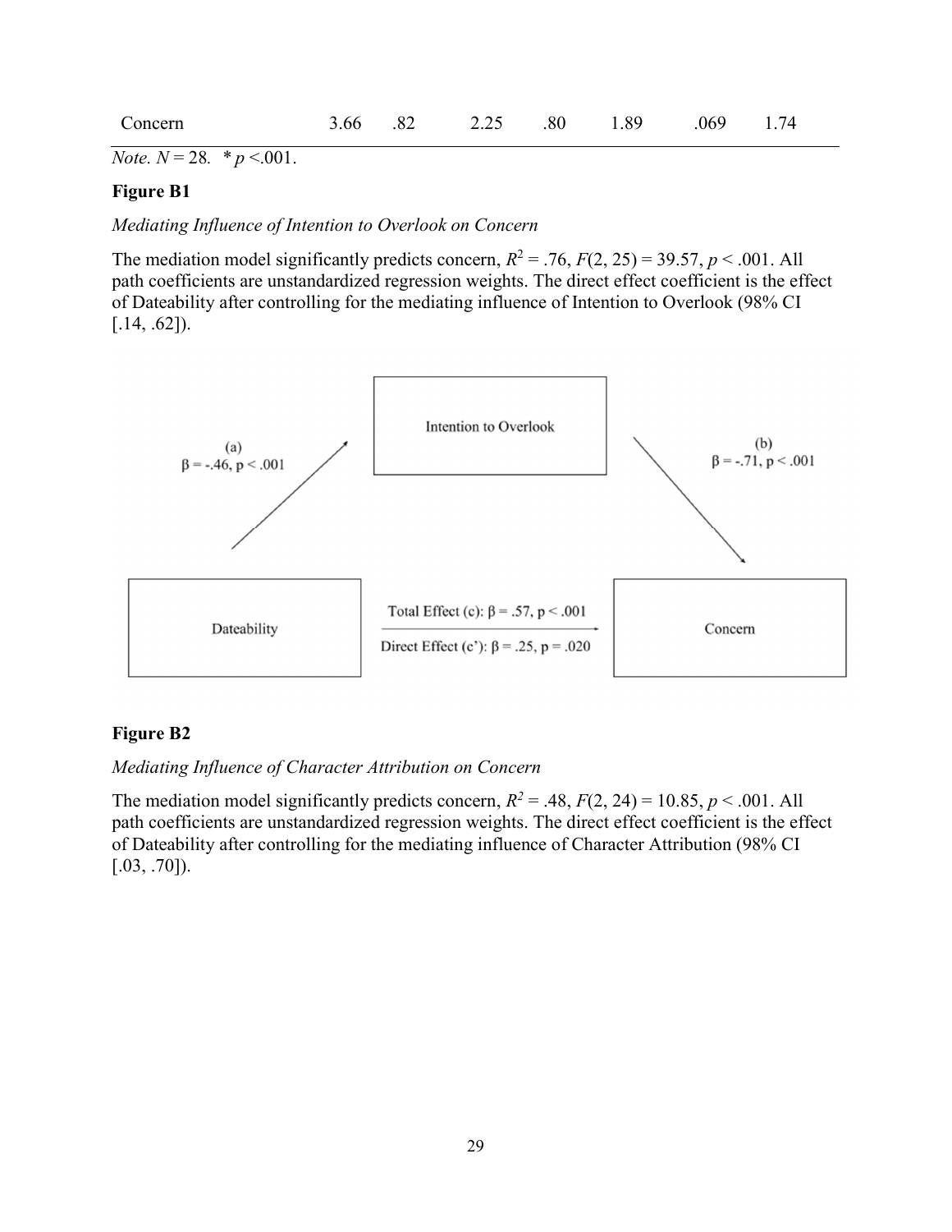| Concern | 3.66 | .82 | 2.25 | .80 | 1.89 | .069 | 1.74 |
|---|---|---|---|---|---|---|---|

*Note.* $N = 28$. * $p < .001$.

**Figure B1**

*Mediating Influence of Intention to Overlook on Concern*

The mediation model significantly predicts concern, $R^2 = .76$, $F(2, 25) = 39.57$, $p < .001$. All path coefficients are unstandardized regression weights. The direct effect coefficient is the effect of Dateability after controlling for the mediating influence of Intention to Overlook (98% CI [.14, .62]).

Intention to Overlook

(a) $\beta = -.46$, $p < .001$

(b) $\beta = -.71$, $p < .001$

Dateability

Total Effect (c): $\beta = .57$, $p < .001$

Direct Effect (c'): $\beta = .25$, $p = .020$

Concern

**Figure B2**

*Mediating Influence of Character Attribution on Concern*

The mediation model significantly predicts concern, $R^2 = .48$, $F(2, 24) = 10.85$, $p < .001$. All path coefficients are unstandardized regression weights. The direct effect coefficient is the effect of Dateability after controlling for the mediating influence of Character Attribution (98% CI [.03, .70]).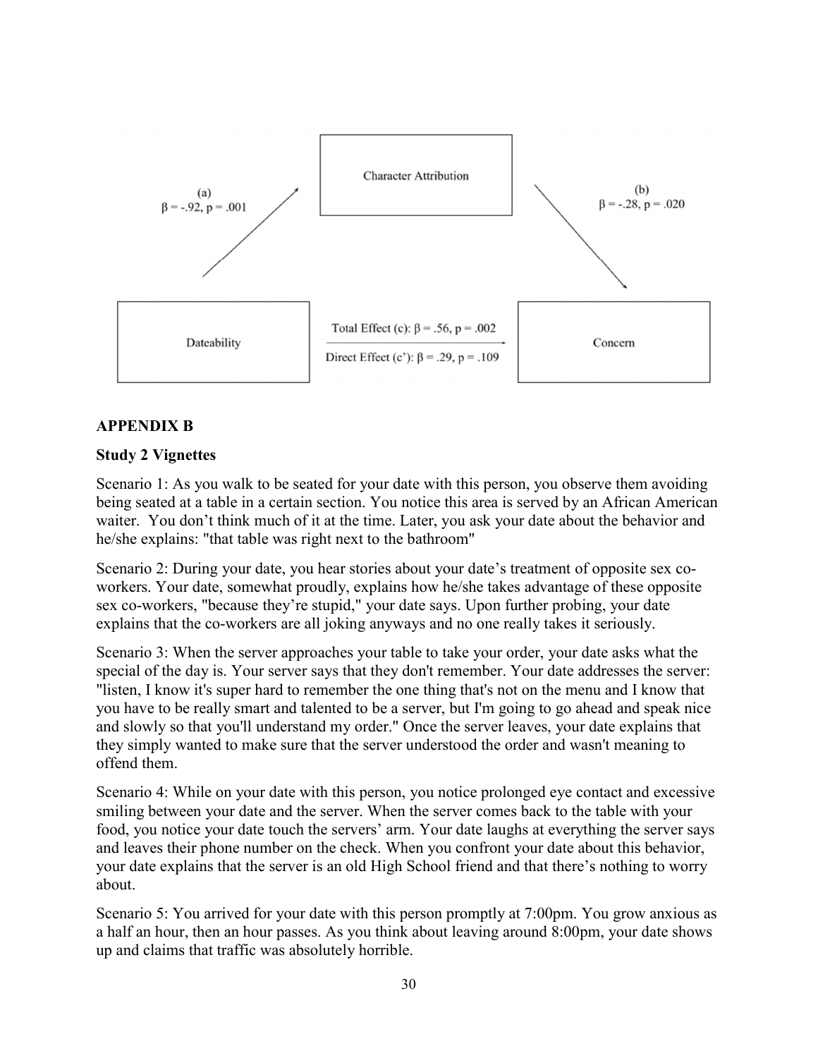Character Attribution

(a)
$\beta = -.92, p = .001$

(b)
$\beta = -.28, p = .020$

Dateability

Total Effect (c): $\beta = .56, p = .002$

Direct Effect (c'): $\beta = .29, p = .109$

Concern

**APPENDIX B**

**Study 2 Vignettes**

Scenario 1: As you walk to be seated for your date with this person, you observe them avoiding being seated at a table in a certain section. You notice this area is served by an African American waiter. You don't think much of it at the time. Later, you ask your date about the behavior and he/she explains: "that table was right next to the bathroom"

Scenario 2: During your date, you hear stories about your date's treatment of opposite sex co-workers. Your date, somewhat proudly, explains how he/she takes advantage of these opposite sex co-workers, "because they're stupid," your date says. Upon further probing, your date explains that the co-workers are all joking anyways and no one really takes it seriously.

Scenario 3: When the server approaches your table to take your order, your date asks what the special of the day is. Your server says that they don't remember. Your date addresses the server: "listen, I know it's super hard to remember the one thing that's not on the menu and I know that you have to be really smart and talented to be a server, but I'm going to go ahead and speak nice and slowly so that you'll understand my order." Once the server leaves, your date explains that they simply wanted to make sure that the server understood the order and wasn't meaning to offend them.

Scenario 4: While on your date with this person, you notice prolonged eye contact and excessive smiling between your date and the server. When the server comes back to the table with your food, you notice your date touch the servers' arm. Your date laughs at everything the server says and leaves their phone number on the check. When you confront your date about this behavior, your date explains that the server is an old High School friend and that there's nothing to worry about.

Scenario 5: You arrived for your date with this person promptly at 7:00pm. You grow anxious as a half an hour, then an hour passes. As you think about leaving around 8:00pm, your date shows up and claims that traffic was absolutely horrible.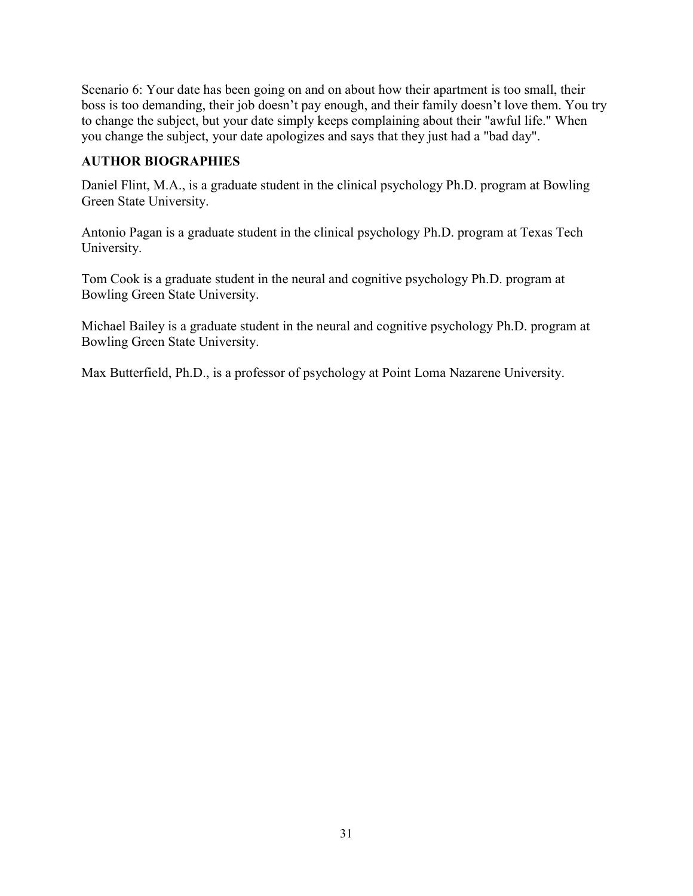Scenario 6: Your date has been going on and on about how their apartment is too small, their boss is too demanding, their job doesn't pay enough, and their family doesn't love them. You try to change the subject, but your date simply keeps complaining about their "awful life." When you change the subject, your date apologizes and says that they just had a "bad day".

## AUTHOR BIOGRAPHIES

Daniel Flint, M.A., is a graduate student in the clinical psychology Ph.D. program at Bowling Green State University.

Antonio Pagan is a graduate student in the clinical psychology Ph.D. program at Texas Tech University.

Tom Cook is a graduate student in the neural and cognitive psychology Ph.D. program at Bowling Green State University.

Michael Bailey is a graduate student in the neural and cognitive psychology Ph.D. program at Bowling Green State University.

Max Butterfield, Ph.D., is a professor of psychology at Point Loma Nazarene University.